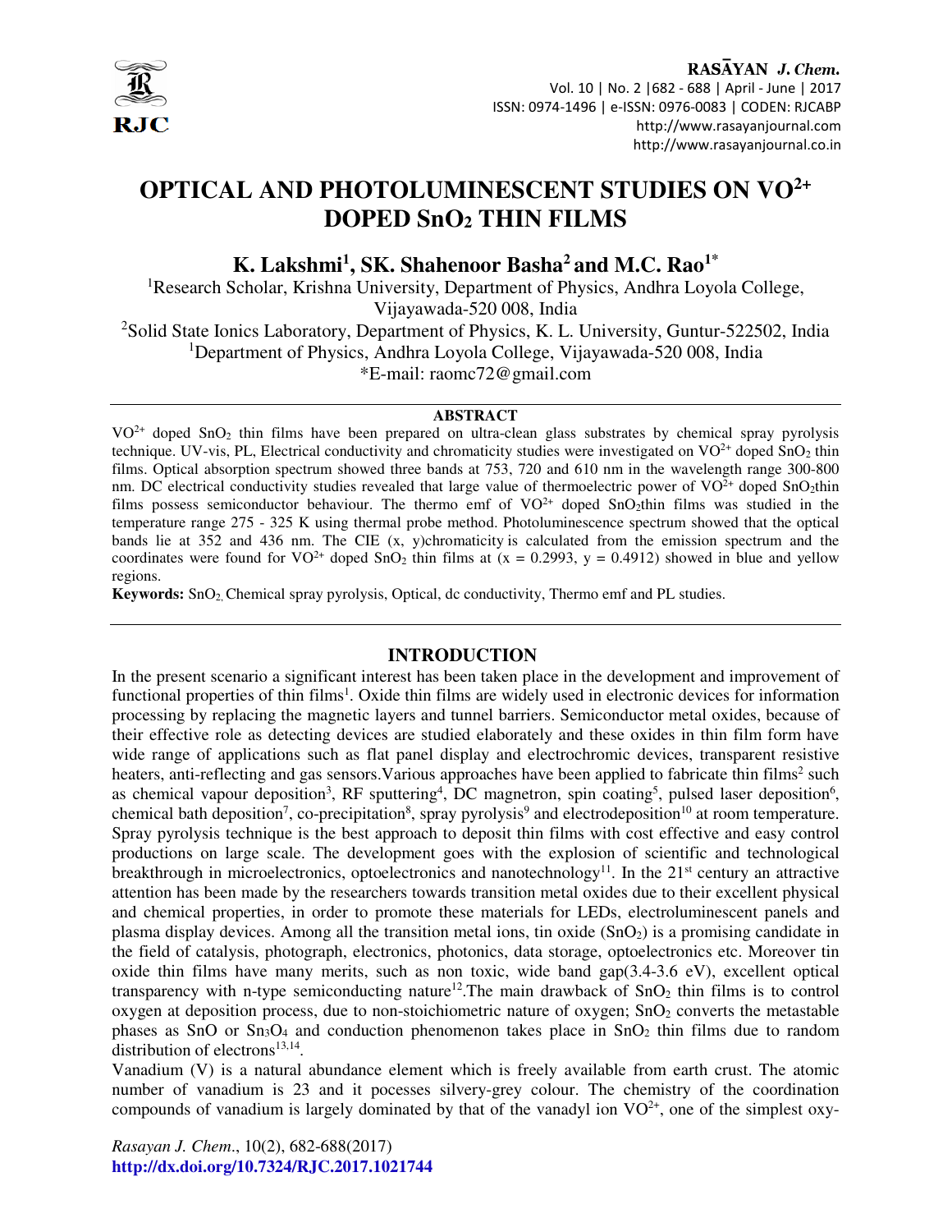# OPTICAL AND PHOTOLUMINESCENT STUDIES ON $VO^{2+}$ DOPED $SnO_2$ THIN FILMS

**K. Lakshmi[1], SK. Shahenoor Basha[2] and M.C. Rao[1]***

[1]Research Scholar, Krishna University, Department of Physics, Andhra Loyola College, Vijayawada-520 008, India

[2]Solid State Ionics Laboratory, Department of Physics, K. L. University, Guntur-522502, India

[1]Department of Physics, Andhra Loyola College, Vijayawada-520 008, India

*E-mail: raomc72@gmail.com

## ABSTRACT

$VO^{2+}$ doped $SnO_2$ thin films have been prepared on ultra-clean glass substrates by chemical spray pyrolysis technique. UV-vis, PL, Electrical conductivity and chromaticity studies were investigated on $VO^{2+}$ doped $SnO_2$ thin films. Optical absorption spectrum showed three bands at 753, 720 and 610 nm in the wavelength range 300-800 nm. DC electrical conductivity studies revealed that large value of thermoelectric power of $VO^{2+}$ doped $SnO_2$thin films possess semiconductor behaviour. The thermo emf of $VO^{2+}$ doped $SnO_2$thin films was studied in the temperature range 275 - 325 K using thermal probe method. Photoluminescence spectrum showed that the optical bands lie at 352 and 436 nm. The CIE (x, y)chromaticity is calculated from the emission spectrum and the coordinates were found for $VO^{2+}$ doped $SnO_2$ thin films at (x = 0.2993, y = 0.4912) showed in blue and yellow regions.

**Keywords:** $SnO_2$, Chemical spray pyrolysis, Optical, dc conductivity, Thermo emf and PL studies.

## INTRODUCTION

In the present scenario a significant interest has been taken place in the development and improvement of functional properties of thin films[1]. Oxide thin films are widely used in electronic devices for information processing by replacing the magnetic layers and tunnel barriers. Semiconductor metal oxides, because of their effective role as detecting devices are studied elaborately and these oxides in thin film form have wide range of applications such as flat panel display and electrochromic devices, transparent resistive heaters, anti-reflecting and gas sensors.Various approaches have been applied to fabricate thin films[2] such as chemical vapour deposition[3], RF sputtering[4], DC magnetron, spin coating[5], pulsed laser deposition[6], chemical bath deposition[7], co-precipitation[8], spray pyrolysis[9] and electrodeposition[10] at room temperature. Spray pyrolysis technique is the best approach to deposit thin films with cost effective and easy control productions on large scale. The development goes with the explosion of scientific and technological breakthrough in microelectronics, optoelectronics and nanotechnology[11]. In the 21st century an attractive attention has been made by the researchers towards transition metal oxides due to their excellent physical and chemical properties, in order to promote these materials for LEDs, electroluminescent panels and plasma display devices. Among all the transition metal ions, tin oxide ($SnO_2$) is a promising candidate in the field of catalysis, photograph, electronics, photonics, data storage, optoelectronics etc. Moreover tin oxide thin films have many merits, such as non toxic, wide band gap(3.4-3.6 eV), excellent optical transparency with n-type semiconducting nature[12].The main drawback of $SnO_2$ thin films is to control oxygen at deposition process, due to non-stoichiometric nature of oxygen; $SnO_2$ converts the metastable phases as SnO or $Sn_3O_4$ and conduction phenomenon takes place in $SnO_2$ thin films due to random distribution of electrons[13,14].

Vanadium (V) is a natural abundance element which is freely available from earth crust. The atomic number of vanadium is 23 and it pocesses silvery-grey colour. The chemistry of the coordination compounds of vanadium is largely dominated by that of the vanadyl ion $VO^{2+}$, one of the simplest oxy-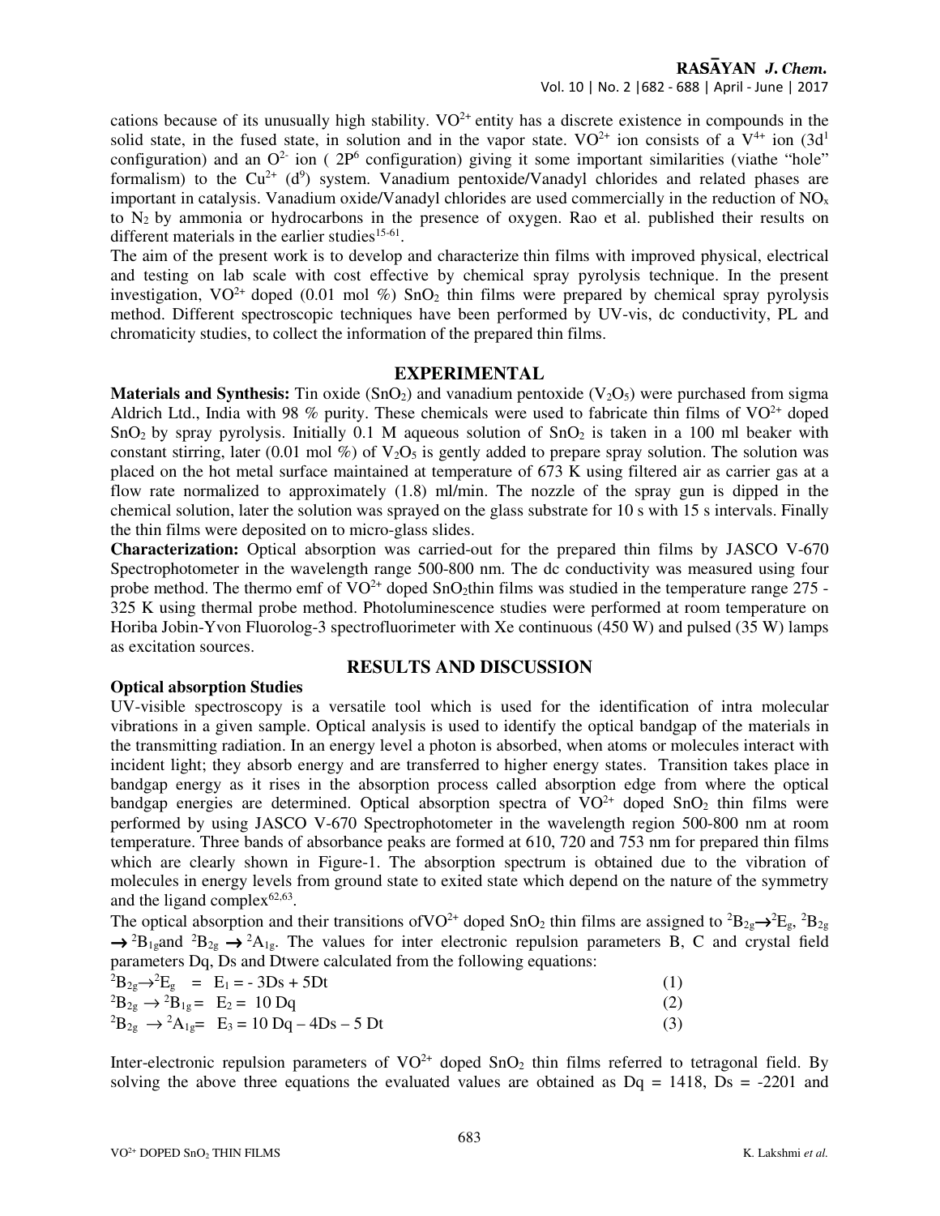cations because of its unusually high stability. $VO^{2+}$ entity has a discrete existence in compounds in the solid state, in the fused state, in solution and in the vapor state. $VO^{2+}$ ion consists of a $V^{4+}$ ion ($3d^1$ configuration) and an $O^{2-}$ ion ( $2P^6$ configuration) giving it some important similarities (viathe "hole" formalism) to the $Cu^{2+}$ ($d^9$) system. Vanadium pentoxide/Vanadyl chlorides and related phases are important in catalysis. Vanadium oxide/Vanadyl chlorides are used commercially in the reduction of $NO_x$ to $N_2$ by ammonia or hydrocarbons in the presence of oxygen. Rao et al. published their results on different materials in the earlier studies[15-61].

The aim of the present work is to develop and characterize thin films with improved physical, electrical and testing on lab scale with cost effective by chemical spray pyrolysis technique. In the present investigation, $VO^{2+}$ doped (0.01 mol %) $SnO_2$ thin films were prepared by chemical spray pyrolysis method. Different spectroscopic techniques have been performed by UV-vis, dc conductivity, PL and chromaticity studies, to collect the information of the prepared thin films.

## EXPERIMENTAL

**Materials and Synthesis:** Tin oxide ($SnO_2$) and vanadium pentoxide ($V_2O_5$) were purchased from sigma Aldrich Ltd., India with 98 % purity. These chemicals were used to fabricate thin films of $VO^{2+}$ doped $SnO_2$ by spray pyrolysis. Initially 0.1 M aqueous solution of $SnO_2$ is taken in a 100 ml beaker with constant stirring, later (0.01 mol %) of $V_2O_5$ is gently added to prepare spray solution. The solution was placed on the hot metal surface maintained at temperature of 673 K using filtered air as carrier gas at a flow rate normalized to approximately (1.8) ml/min. The nozzle of the spray gun is dipped in the chemical solution, later the solution was sprayed on the glass substrate for 10 s with 15 s intervals. Finally the thin films were deposited on to micro-glass slides.

**Characterization:** Optical absorption was carried-out for the prepared thin films by JASCO V-670 Spectrophotometer in the wavelength range 500-800 nm. The dc conductivity was measured using four probe method. The thermo emf of $VO^{2+}$ doped $SnO_2$thin films was studied in the temperature range 275 - 325 K using thermal probe method. Photoluminescence studies were performed at room temperature on Horiba Jobin-Yvon Fluorolog-3 spectrofluorimeter with Xe continuous (450 W) and pulsed (35 W) lamps as excitation sources.

## RESULTS AND DISCUSSION

### Optical absorption Studies

UV-visible spectroscopy is a versatile tool which is used for the identification of intra molecular vibrations in a given sample. Optical analysis is used to identify the optical bandgap of the materials in the transmitting radiation. In an energy level a photon is absorbed, when atoms or molecules interact with incident light; they absorb energy and are transferred to higher energy states. Transition takes place in bandgap energy as it rises in the absorption process called absorption edge from where the optical bandgap energies are determined. Optical absorption spectra of $VO^{2+}$ doped $SnO_2$ thin films were performed by using JASCO V-670 Spectrophotometer in the wavelength region 500-800 nm at room temperature. Three bands of absorbance peaks are formed at 610, 720 and 753 nm for prepared thin films which are clearly shown in Figure-1. The absorption spectrum is obtained due to the vibration of molecules in energy levels from ground state to exited state which depend on the nature of the symmetry and the ligand complex[62,63].

The optical absorption and their transitions of$VO^{2+}$ doped $SnO_2$ thin films are assigned to ${}^2B_{2g}\rightarrow{}^2E_g$, ${}^2B_{2g}\rightarrow{}^2B_{1g}$and ${}^2B_{2g}\rightarrow{}^2A_{1g}$. The values for inter electronic repulsion parameters B, C and crystal field parameters Dq, Ds and Dtwere calculated from the following equations:

$$^2B_{2g}\rightarrow{}^2E_g = E_1 = -3Ds + 5Dt \quad (1)$$

$$^2B_{2g}\rightarrow{}^2B_{1g} = E_2 = 10\,Dq \quad (2)$$

$$^2B_{2g}\rightarrow{}^2A_{1g} = E_3 = 10\,Dq - 4Ds - 5\,Dt \quad (3)$$

Inter-electronic repulsion parameters of $VO^{2+}$ doped $SnO_2$ thin films referred to tetragonal field. By solving the above three equations the evaluated values are obtained as Dq = 1418, Ds = -2201 and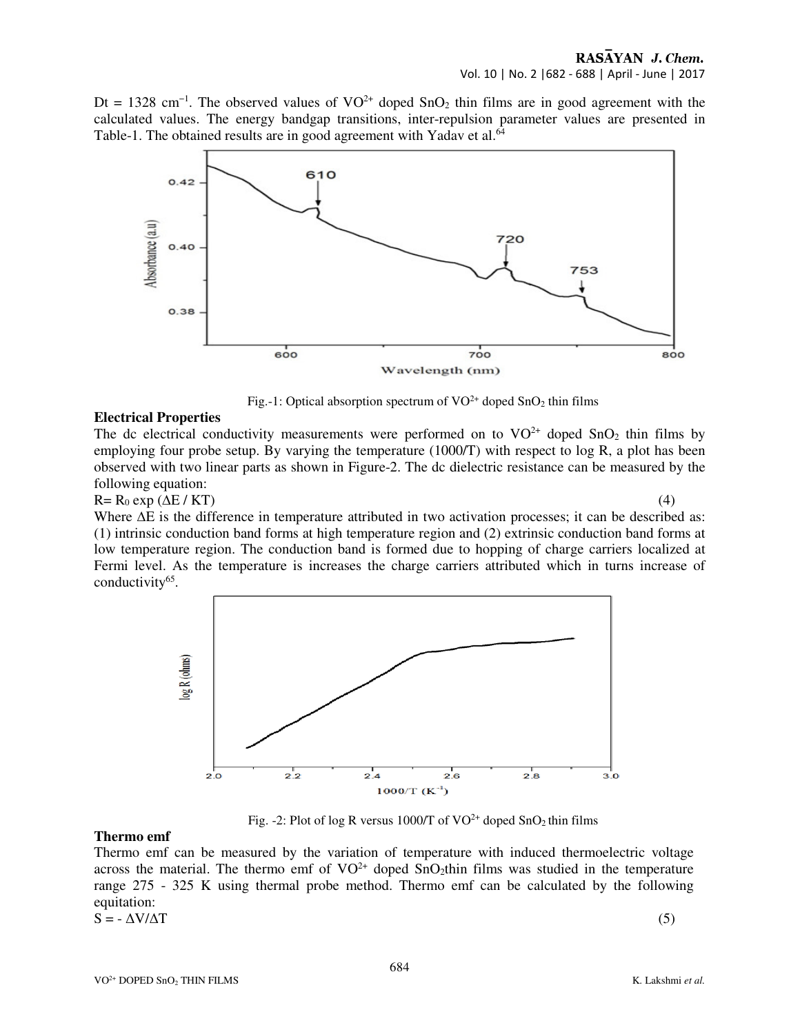$Dt = 1328\ cm^{-1}$. The observed values of $VO^{2+}$ doped $SnO_2$ thin films are in good agreement with the calculated values. The energy bandgap transitions, inter-repulsion parameter values are presented in Table-1. The obtained results are in good agreement with Yadav et al.[64]

Fig.-1: Optical absorption spectrum of $VO^{2+}$ doped $SnO_2$ thin films

### Electrical Properties

The dc electrical conductivity measurements were performed on to $VO^{2+}$ doped $SnO_2$ thin films by employing four probe setup. By varying the temperature (1000/T) with respect to log R, a plot has been observed with two linear parts as shown in Figure-2. The dc dielectric resistance can be measured by the following equation:

$$R = R_0 \exp(\Delta E / KT) \quad (4)$$

Where $\Delta E$ is the difference in temperature attributed in two activation processes; it can be described as: (1) intrinsic conduction band forms at high temperature region and (2) extrinsic conduction band forms at low temperature region. The conduction band is formed due to hopping of charge carriers localized at Fermi level. As the temperature is increases the charge carriers attributed which in turns increase of conductivity[65].

Fig. -2: Plot of log R versus 1000/T of $VO^{2+}$ doped $SnO_2$ thin films

### Thermo emf

Thermo emf can be measured by the variation of temperature with induced thermoelectric voltage across the material. The thermo emf of $VO^{2+}$ doped $SnO_2$thin films was studied in the temperature range 275 - 325 K using thermal probe method. Thermo emf can be calculated by the following equitation:

$$S = -\Delta V/\Delta T \quad (5)$$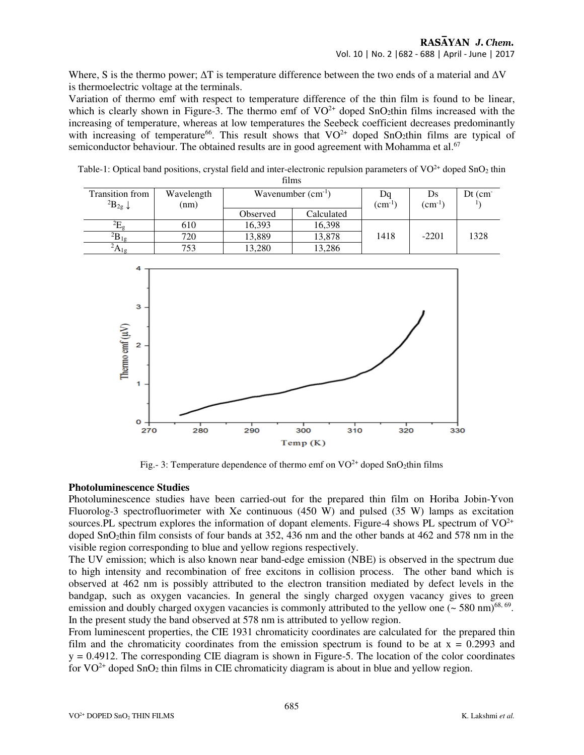Where, S is the thermo power; $\Delta T$ is temperature difference between the two ends of a material and $\Delta V$ is thermoelectric voltage at the terminals.

Variation of thermo emf with respect to temperature difference of the thin film is found to be linear, which is clearly shown in Figure-3. The thermo emf of $VO^{2+}$ doped $SnO_2$thin films increased with the increasing of temperature, whereas at low temperatures the Seebeck coefficient decreases predominantly with increasing of temperature[66]. This result shows that $VO^{2+}$ doped $SnO_2$thin films are typical of semiconductor behaviour. The obtained results are in good agreement with Mohamma et al.[67]

Table-1: Optical band positions, crystal field and inter-electronic repulsion parameters of $VO^{2+}$ doped $SnO_2$ thin films

| Transition from $^2B_{2g} \downarrow$ | Wavelength (nm) | Wavenumber ($cm^{-1}$) | | Dq ($cm^{-1}$) | Ds ($cm^{-1}$) | Dt ($cm^{-1}$) |
|---|---|---|---|---|---|---|
| | | Observed | Calculated | | | |
| $^2E_g$ | 610 | 16,393 | 16,398 | 1418 | -2201 | 1328 |
| $^2B_{1g}$ | 720 | 13,889 | 13,878 | | | |
| $^2A_{1g}$ | 753 | 13,280 | 13,286 | | | |

Fig.- 3: Temperature dependence of thermo emf on $VO^{2+}$ doped $SnO_2$thin films

**Photoluminescence Studies**

Photoluminescence studies have been carried-out for the prepared thin film on Horiba Jobin-Yvon Fluorolog-3 spectrofluorimeter with Xe continuous (450 W) and pulsed (35 W) lamps as excitation sources.PL spectrum explores the information of dopant elements. Figure-4 shows PL spectrum of $VO^{2+}$ doped $SnO_2$thin film consists of four bands at 352, 436 nm and the other bands at 462 and 578 nm in the visible region corresponding to blue and yellow regions respectively.

The UV emission; which is also known near band-edge emission (NBE) is observed in the spectrum due to high intensity and recombination of free excitons in collision process. The other band which is observed at 462 nm is possibly attributed to the electron transition mediated by defect levels in the bandgap, such as oxygen vacancies. In general the singly charged oxygen vacancy gives to green emission and doubly charged oxygen vacancies is commonly attributed to the yellow one (~ 580 nm)[68, 69]. In the present study the band observed at 578 nm is attributed to yellow region.

From luminescent properties, the CIE 1931 chromaticity coordinates are calculated for the prepared thin film and the chromaticity coordinates from the emission spectrum is found to be at x = 0.2993 and y = 0.4912. The corresponding CIE diagram is shown in Figure-5. The location of the color coordinates for $VO^{2+}$ doped $SnO_2$ thin films in CIE chromaticity diagram is about in blue and yellow region.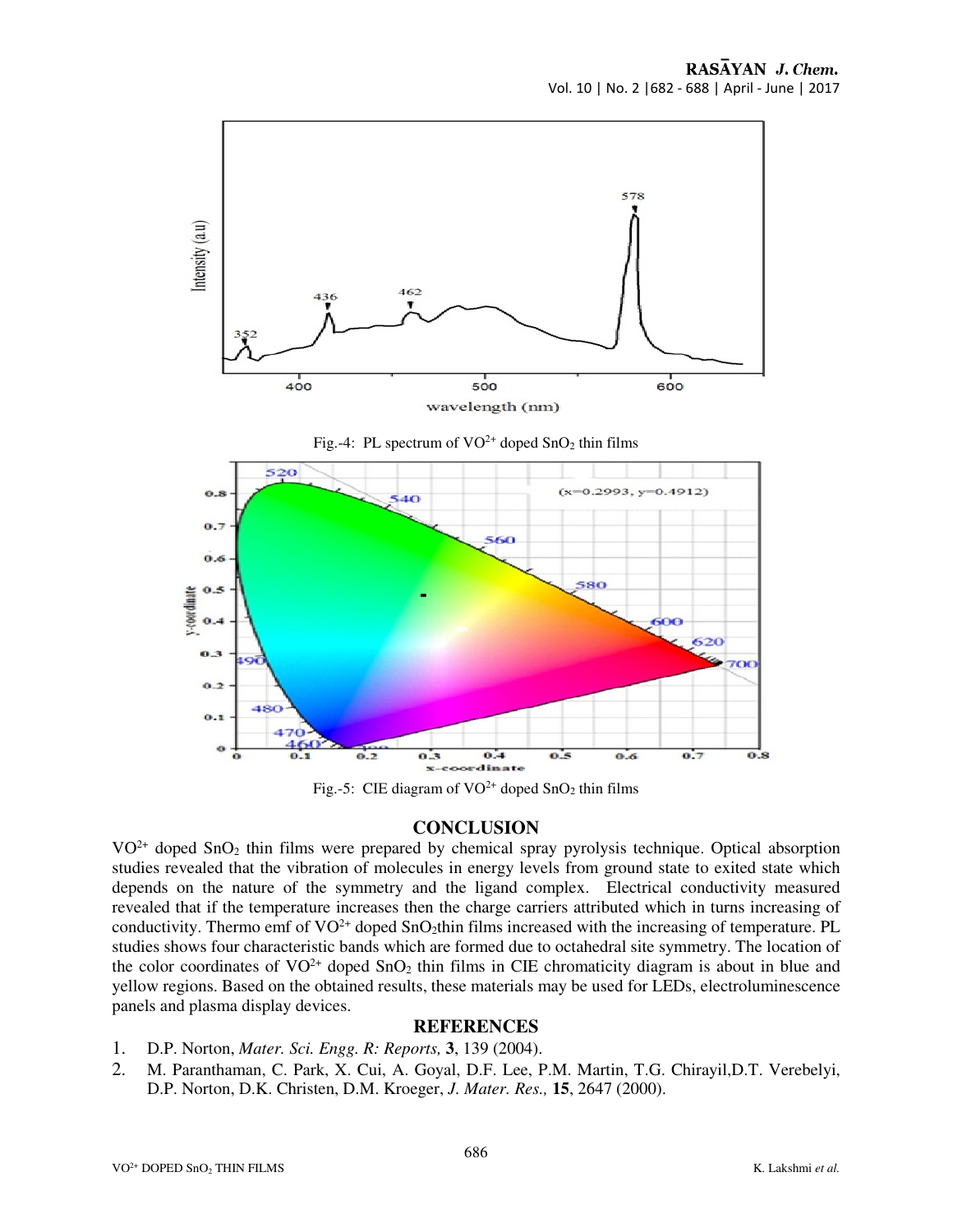Fig.-4: PL spectrum of $VO^{2+}$ doped $SnO_2$ thin films

Fig.-5: CIE diagram of $VO^{2+}$ doped $SnO_2$ thin films

## CONCLUSION

$VO^{2+}$ doped $SnO_2$ thin films were prepared by chemical spray pyrolysis technique. Optical absorption studies revealed that the vibration of molecules in energy levels from ground state to exited state which depends on the nature of the symmetry and the ligand complex. Electrical conductivity measured revealed that if the temperature increases then the charge carriers attributed which in turns increasing of conductivity. Thermo emf of $VO^{2+}$ doped $SnO_2$thin films increased with the increasing of temperature. PL studies shows four characteristic bands which are formed due to octahedral site symmetry. The location of the color coordinates of $VO^{2+}$ doped $SnO_2$ thin films in CIE chromaticity diagram is about in blue and yellow regions. Based on the obtained results, these materials may be used for LEDs, electroluminescence panels and plasma display devices.

## REFERENCES

1. D.P. Norton, *Mater. Sci. Engg. R: Reports,* **3**, 139 (2004).
2. M. Paranthaman, C. Park, X. Cui, A. Goyal, D.F. Lee, P.M. Martin, T.G. Chirayil,D.T. Verebelyi, D.P. Norton, D.K. Christen, D.M. Kroeger, *J. Mater. Res.,* **15**, 2647 (2000).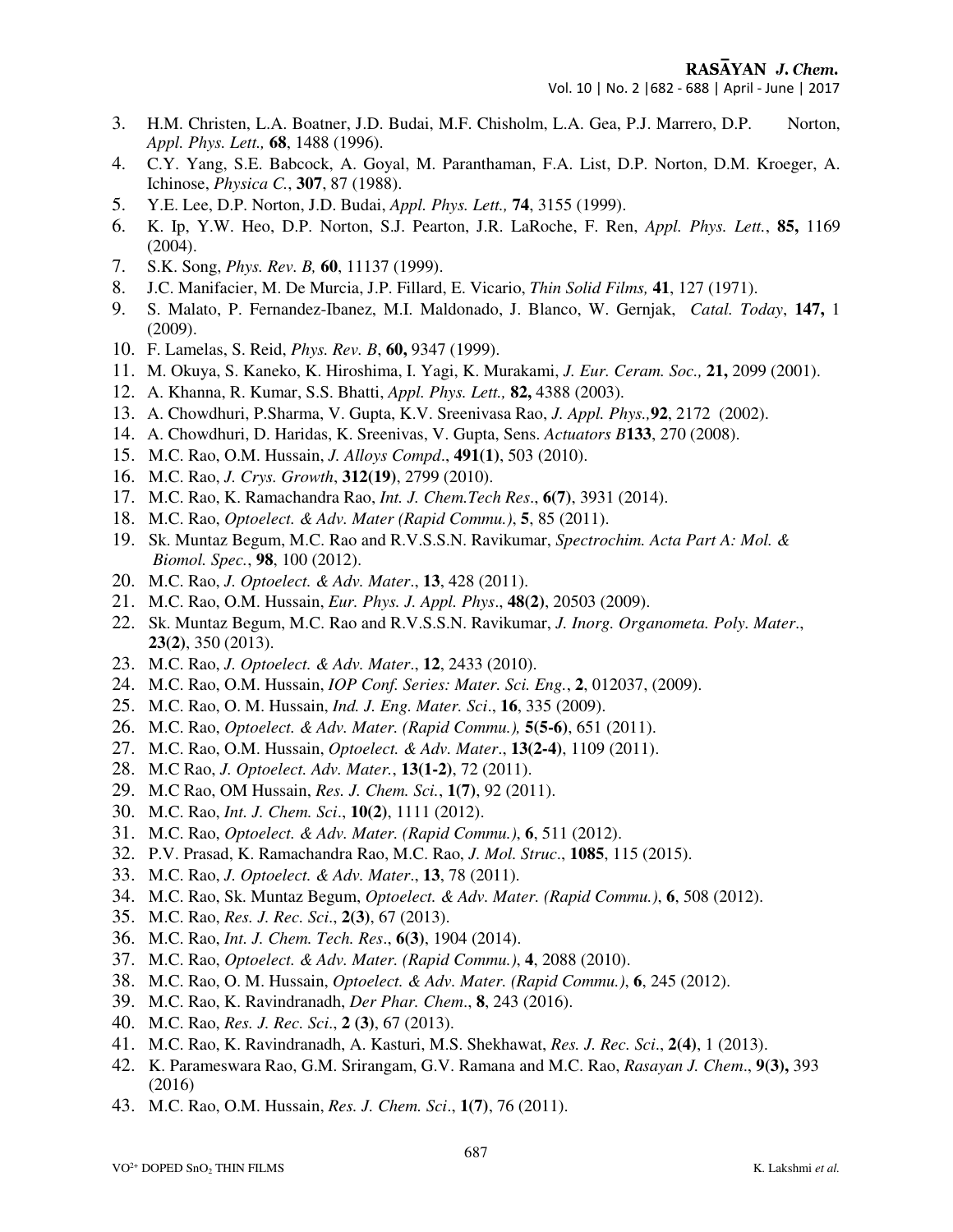3. H.M. Christen, L.A. Boatner, J.D. Budai, M.F. Chisholm, L.A. Gea, P.J. Marrero, D.P. Norton, *Appl. Phys. Lett.,* **68**, 1488 (1996).
4. C.Y. Yang, S.E. Babcock, A. Goyal, M. Paranthaman, F.A. List, D.P. Norton, D.M. Kroeger, A. Ichinose, *Physica C.*, **307**, 87 (1988).
5. Y.E. Lee, D.P. Norton, J.D. Budai, *Appl. Phys. Lett.,* **74**, 3155 (1999).
6. K. Ip, Y.W. Heo, D.P. Norton, S.J. Pearton, J.R. LaRoche, F. Ren, *Appl. Phys. Lett.*, **85,** 1169 (2004).
7. S.K. Song, *Phys. Rev. B,* **60**, 11137 (1999).
8. J.C. Manifacier, M. De Murcia, J.P. Fillard, E. Vicario, *Thin Solid Films,* **41**, 127 (1971).
9. S. Malato, P. Fernandez-Ibanez, M.I. Maldonado, J. Blanco, W. Gernjak, *Catal. Today*, **147,** 1 (2009).
10. F. Lamelas, S. Reid, *Phys. Rev. B*, **60,** 9347 (1999).
11. M. Okuya, S. Kaneko, K. Hiroshima, I. Yagi, K. Murakami, *J. Eur. Ceram. Soc.,* **21,** 2099 (2001).
12. A. Khanna, R. Kumar, S.S. Bhatti, *Appl. Phys. Lett.,* **82,** 4388 (2003).
13. A. Chowdhuri, P.Sharma, V. Gupta, K.V. Sreenivasa Rao, *J. Appl. Phys.,***92**, 2172 (2002).
14. A. Chowdhuri, D. Haridas, K. Sreenivas, V. Gupta, Sens. *Actuators B***133**, 270 (2008).
15. M.C. Rao, O.M. Hussain, *J. Alloys Compd*., **491(1)**, 503 (2010).
16. M.C. Rao, *J. Crys. Growth*, **312(19)**, 2799 (2010).
17. M.C. Rao, K. Ramachandra Rao, *Int. J. Chem.Tech Res*., **6(7)**, 3931 (2014).
18. M.C. Rao, *Optoelect. & Adv. Mater (Rapid Commu.)*, **5**, 85 (2011).
19. Sk. Muntaz Begum, M.C. Rao and R.V.S.S.N. Ravikumar, *Spectrochim. Acta Part A: Mol. & Biomol. Spec.*, **98**, 100 (2012).
20. M.C. Rao, *J. Optoelect. & Adv. Mater*., **13**, 428 (2011).
21. M.C. Rao, O.M. Hussain, *Eur. Phys. J. Appl. Phys*., **48(2)**, 20503 (2009).
22. Sk. Muntaz Begum, M.C. Rao and R.V.S.S.N. Ravikumar, *J. Inorg. Organometa. Poly. Mater*., **23(2)**, 350 (2013).
23. M.C. Rao, *J. Optoelect. & Adv. Mater*., **12**, 2433 (2010).
24. M.C. Rao, O.M. Hussain, *IOP Conf. Series: Mater. Sci. Eng.*, **2**, 012037, (2009).
25. M.C. Rao, O. M. Hussain, *Ind. J. Eng. Mater. Sci*., **16**, 335 (2009).
26. M.C. Rao, *Optoelect. & Adv. Mater. (Rapid Commu.),* **5(5-6)**, 651 (2011).
27. M.C. Rao, O.M. Hussain, *Optoelect. & Adv. Mater*., **13(2-4)**, 1109 (2011).
28. M.C Rao, *J. Optoelect. Adv. Mater.*, **13(1-2)**, 72 (2011).
29. M.C Rao, OM Hussain, *Res. J. Chem. Sci.*, **1(7)**, 92 (2011).
30. M.C. Rao, *Int. J. Chem. Sci*., **10(2)**, 1111 (2012).
31. M.C. Rao, *Optoelect. & Adv. Mater. (Rapid Commu.)*, **6**, 511 (2012).
32. P.V. Prasad, K. Ramachandra Rao, M.C. Rao, *J. Mol. Struc*., **1085**, 115 (2015).
33. M.C. Rao, *J. Optoelect. & Adv. Mater*., **13**, 78 (2011).
34. M.C. Rao, Sk. Muntaz Begum, *Optoelect. & Adv. Mater. (Rapid Commu.)*, **6**, 508 (2012).
35. M.C. Rao, *Res. J. Rec. Sci*., **2(3)**, 67 (2013).
36. M.C. Rao, *Int. J. Chem. Tech. Res*., **6(3)**, 1904 (2014).
37. M.C. Rao, *Optoelect. & Adv. Mater. (Rapid Commu.)*, **4**, 2088 (2010).
38. M.C. Rao, O. M. Hussain, *Optoelect. & Adv. Mater. (Rapid Commu.)*, **6**, 245 (2012).
39. M.C. Rao, K. Ravindranadh, *Der Phar. Chem*., **8**, 243 (2016).
40. M.C. Rao, *Res. J. Rec. Sci*., **2 (3)**, 67 (2013).
41. M.C. Rao, K. Ravindranadh, A. Kasturi, M.S. Shekhawat, *Res. J. Rec. Sci*., **2(4)**, 1 (2013).
42. K. Parameswara Rao, G.M. Srirangam, G.V. Ramana and M.C. Rao, *Rasayan J. Chem*., **9(3),** 393 (2016)
43. M.C. Rao, O.M. Hussain, *Res. J. Chem. Sci*., **1(7)**, 76 (2011).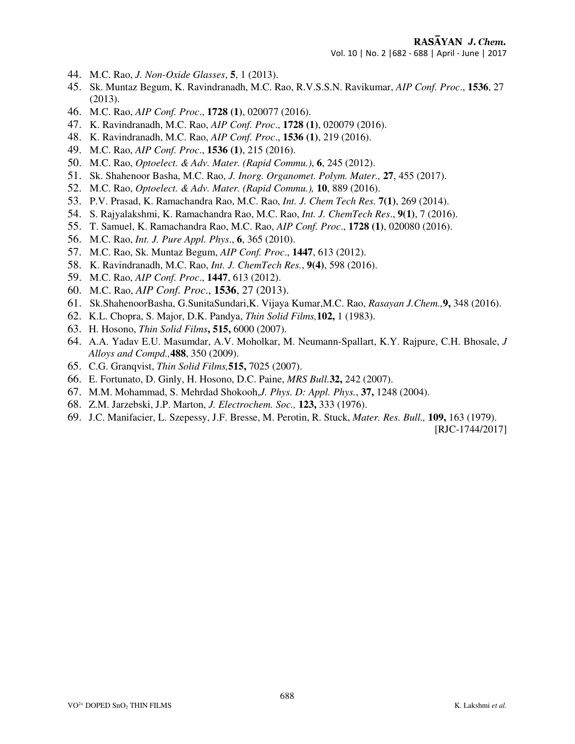44. M.C. Rao, *J. Non-Oxide Glasses*, **5**, 1 (2013).
45. Sk. Muntaz Begum, K. Ravindranadh, M.C. Rao, R.V.S.S.N. Ravikumar, *AIP Conf. Proc*., **1536**, 27 (2013).
46. M.C. Rao, *AIP Conf. Proc*., **1728 (1)**, 020077 (2016).
47. K. Ravindranadh, M.C. Rao, *AIP Conf. Proc*., **1728 (1)**, 020079 (2016).
48. K. Ravindranadh, M.C. Rao, *AIP Conf. Proc*., **1536 (1)**, 219 (2016).
49. M.C. Rao, *AIP Conf. Proc*., **1536 (1)**, 215 (2016).
50. M.C. Rao, *Optoelect. & Adv. Mater. (Rapid Commu.)*, **6**, 245 (2012).
51. Sk. Shahenoor Basha, M.C. Rao, *J. Inorg. Organomet. Polym. Mater.,* **27**, 455 (2017).
52. M.C. Rao, *Optoelect. & Adv. Mater. (Rapid Commu.),* **10**, 889 (2016).
53. P.V. Prasad, K. Ramachandra Rao, M.C. Rao, *Int. J. Chem Tech Res.* **7(1)**, 269 (2014).
54. S. Rajyalakshmi, K. Ramachandra Rao, M.C. Rao, *Int. J. ChemTech Res*., **9(1)**, 7 (2016).
55. T. Samuel, K. Ramachandra Rao, M.C. Rao, *AIP Conf. Proc*., **1728 (1)**, 020080 (2016).
56. M.C. Rao, *Int. J. Pure Appl. Phys*., **6**, 365 (2010).
57. M.C. Rao, Sk. Muntaz Begum, *AIP Conf. Proc*., **1447**, 613 (2012).
58. K. Ravindranadh, M.C. Rao, *Int. J. ChemTech Res.*, **9(4)**, 598 (2016).
59. M.C. Rao, *AIP Conf. Proc*., **1447**, 613 (2012).
60. M.C. Rao, *AIP Conf. Proc*., **1536**, 27 (2013).
61. Sk.ShahenoorBasha, G.SunitaSundari,K. Vijaya Kumar,M.C. Rao, *Rasayan J.Chem.,***9,** 348 (2016).
62. K.L. Chopra, S. Major, D.K. Pandya, *Thin Solid Films,***102,** 1 (1983).
63. H. Hosono, *Thin Solid Films***, 515,** 6000 (2007).
64. A.A. Yadav E.U. Masumdar, A.V. Moholkar, M. Neumann-Spallart, K.Y. Rajpure, C.H. Bhosale, *J Alloys and Compd.,***488**, 350 (2009).
65. C.G. Granqvist, *Thin Solid Films,***515,** 7025 (2007).
66. E. Fortunato, D. Ginly, H. Hosono, D.C. Paine, *MRS Bull.***32,** 242 (2007).
67. M.M. Mohammad, S. Mehrdad Shokooh,*J. Phys. D: Appl. Phys.*, **37,** 1248 (2004).
68. Z.M. Jarzebski, J.P. Marton, *J. Electrochem. Soc.,* **123,** 333 (1976).
69. J.C. Manifacier, L. Szepessy, J.F. Bresse, M. Perotin, R. Stuck, *Mater. Res. Bull.,* **109,** 163 (1979).

[RJC-1744/2017]